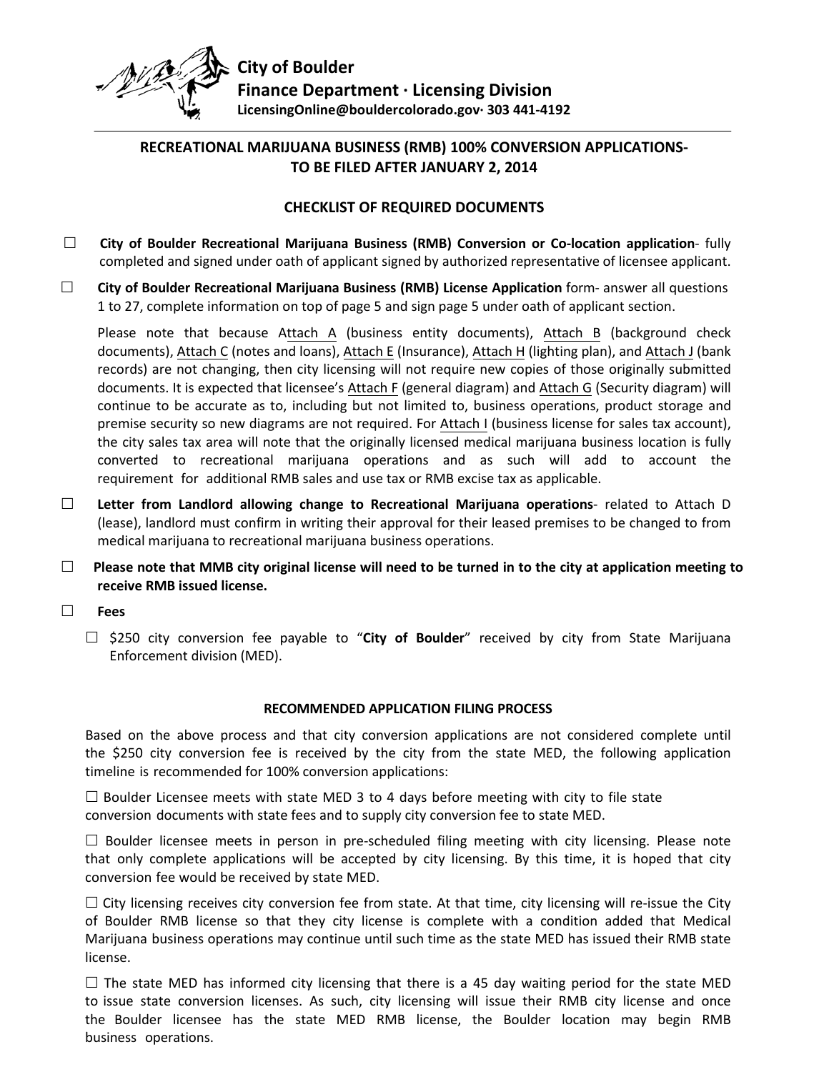**City of Boulder**
**Finance Department · Licensing Division**
**LicensingOnline@bouldercolorado.gov· 303 441-4192**

---

## RECREATIONAL MARIJUANA BUSINESS (RMB) 100% CONVERSION APPLICATIONS- TO BE FILED AFTER JANUARY 2, 2014

### CHECKLIST OF REQUIRED DOCUMENTS

☐ **City of Boulder Recreational Marijuana Business (RMB) Conversion or Co-location application**- fully completed and signed under oath of applicant signed by authorized representative of licensee applicant.

☐ **City of Boulder Recreational Marijuana Business (RMB) License Application** form- answer all questions 1 to 27, complete information on top of page 5 and sign page 5 under oath of applicant section.

Please note that because Attach A (business entity documents), Attach B (background check documents), Attach C (notes and loans), Attach E (Insurance), Attach H (lighting plan), and Attach J (bank records) are not changing, then city licensing will not require new copies of those originally submitted documents. It is expected that licensee's Attach F (general diagram) and Attach G (Security diagram) will continue to be accurate as to, including but not limited to, business operations, product storage and premise security so new diagrams are not required. For Attach I (business license for sales tax account), the city sales tax area will note that the originally licensed medical marijuana business location is fully converted to recreational marijuana operations and as such will add to account the requirement for additional RMB sales and use tax or RMB excise tax as applicable.

☐ **Letter from Landlord allowing change to Recreational Marijuana operations**- related to Attach D (lease), landlord must confirm in writing their approval for their leased premises to be changed to from medical marijuana to recreational marijuana business operations.

☐ **Please note that MMB city original license will need to be turned in to the city at application meeting to receive RMB issued license.**

☐ **Fees**

☐ $250 city conversion fee payable to "**City of Boulder**" received by city from State Marijuana Enforcement division (MED).

#### RECOMMENDED APPLICATION FILING PROCESS

Based on the above process and that city conversion applications are not considered complete until the $250 city conversion fee is received by the city from the state MED, the following application timeline is recommended for 100% conversion applications:

☐ Boulder Licensee meets with state MED 3 to 4 days before meeting with city to file state conversion documents with state fees and to supply city conversion fee to state MED.

☐ Boulder licensee meets in person in pre-scheduled filing meeting with city licensing. Please note that only complete applications will be accepted by city licensing. By this time, it is hoped that city conversion fee would be received by state MED.

☐ City licensing receives city conversion fee from state. At that time, city licensing will re-issue the City of Boulder RMB license so that they city license is complete with a condition added that Medical Marijuana business operations may continue until such time as the state MED has issued their RMB state license.

☐ The state MED has informed city licensing that there is a 45 day waiting period for the state MED to issue state conversion licenses. As such, city licensing will issue their RMB city license and once the Boulder licensee has the state MED RMB license, the Boulder location may begin RMB business operations.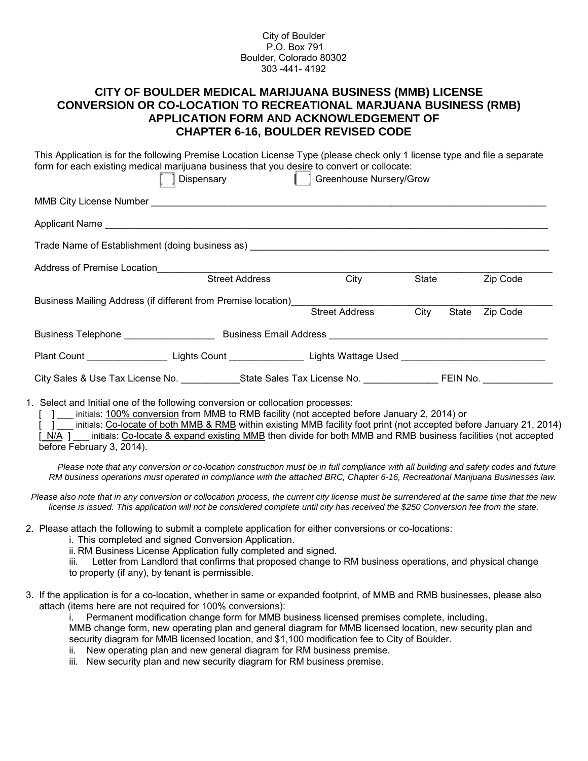City of Boulder
P.O. Box 791
Boulder, Colorado 80302
303 -441- 4192

# CITY OF BOULDER MEDICAL MARIJUANA BUSINESS (MMB) LICENSE CONVERSION OR CO-LOCATION TO RECREATIONAL MARJUANA BUSINESS (RMB) APPLICATION FORM AND ACKNOWLEDGEMENT OF CHAPTER 6-16, BOULDER REVISED CODE

This Application is for the following Premise Location License Type (please check only 1 license type and file a separate form for each existing medical marijuana business that you desire to convert or collocate:

[ ] Dispensary [ ] Greenhouse Nursery/Grow

MMB City License Number ______________________________________________

Applicant Name ______________________________________________

Trade Name of Establishment (doing business as) ______________________________________________

Address of Premise Location______________________________________________
Street Address City State Zip Code

Business Mailing Address (if different from Premise location)______________________________________________
Street Address City State Zip Code

Business Telephone _________________ Business Email Address ______________________________________________

Plant Count _______________ Lights Count ______________ Lights Wattage Used __________________________

City Sales & Use Tax License No. ___________State Sales Tax License No. ______________ FEIN No. _____________

1. Select and Initial one of the following conversion or collocation processes:
   [ ] ___ initials: 100% conversion from MMB to RMB facility (not accepted before January 2, 2014) or
   [ ] ___ initials: Co-locate of both MMB & RMB within existing MMB facility foot print (not accepted before January 21, 2014)
   [ N/A ] ___ initials: Co-locate & expand existing MMB then divide for both MMB and RMB business facilities (not accepted before February 3, 2014).

   *Please note that any conversion or co-location construction must be in full compliance with all building and safety codes and future RM business operations must operated in compliance with the attached BRC, Chapter 6-16, Recreational Marijuana Businesses law.*

   *Please also note that in any conversion or collocation process, the current city license must be surrendered at the same time that the new license is issued. This application will not be considered complete until city has received the $250 Conversion fee from the state.*

2. Please attach the following to submit a complete application for either conversions or co-locations:
   i. This completed and signed Conversion Application.
   ii. RM Business License Application fully completed and signed.
   iii. Letter from Landlord that confirms that proposed change to RM business operations, and physical change to property (if any), by tenant is permissible.

3. If the application is for a co-location, whether in same or expanded footprint, of MMB and RMB businesses, please also attach (items here are not required for 100% conversions):
   i. Permanent modification change form for MMB business licensed premises complete, including, MMB change form, new operating plan and general diagram for MMB licensed location, new security plan and security diagram for MMB licensed location, and $1,100 modification fee to City of Boulder.
   ii. New operating plan and new general diagram for RM business premise.
   iii. New security plan and new security diagram for RM business premise.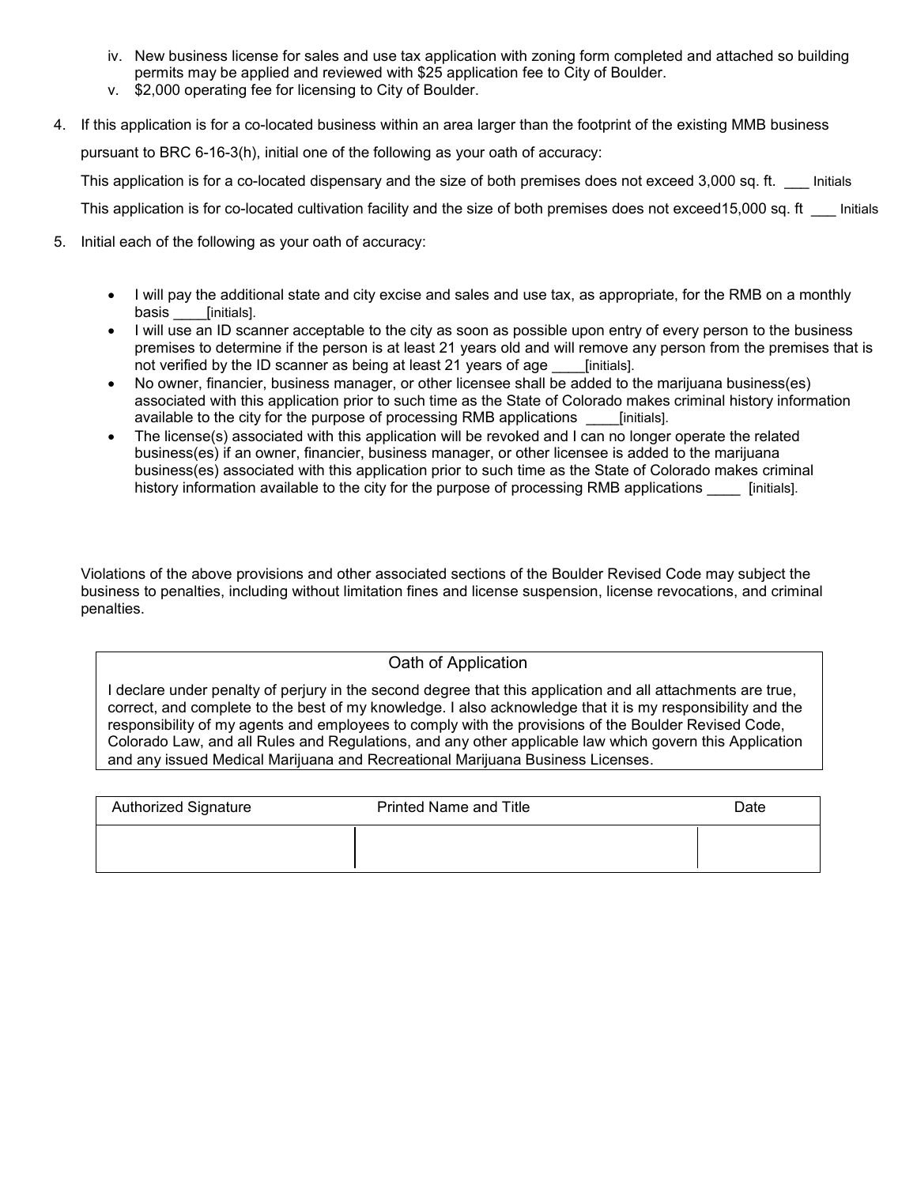iv. New business license for sales and use tax application with zoning form completed and attached so building permits may be applied and reviewed with $25 application fee to City of Boulder.
   v. $2,000 operating fee for licensing to City of Boulder.

4. If this application is for a co-located business within an area larger than the footprint of the existing MMB business pursuant to BRC 6-16-3(h), initial one of the following as your oath of accuracy:

   This application is for a co-located dispensary and the size of both premises does not exceed 3,000 sq. ft. ___ Initials

   This application is for co-located cultivation facility and the size of both premises does not exceed15,000 sq. ft ___ Initials

5. Initial each of the following as your oath of accuracy:

   - I will pay the additional state and city excise and sales and use tax, as appropriate, for the RMB on a monthly basis ____[initials].
   - I will use an ID scanner acceptable to the city as soon as possible upon entry of every person to the business premises to determine if the person is at least 21 years old and will remove any person from the premises that is not verified by the ID scanner as being at least 21 years of age ____[initials].
   - No owner, financier, business manager, or other licensee shall be added to the marijuana business(es) associated with this application prior to such time as the State of Colorado makes criminal history information available to the city for the purpose of processing RMB applications ____[initials].
   - The license(s) associated with this application will be revoked and I can no longer operate the related business(es) if an owner, financier, business manager, or other licensee is added to the marijuana business(es) associated with this application prior to such time as the State of Colorado makes criminal history information available to the city for the purpose of processing RMB applications ____ [initials].

Violations of the above provisions and other associated sections of the Boulder Revised Code may subject the business to penalties, including without limitation fines and license suspension, license revocations, and criminal penalties.

| Oath of Application |
|---|
| I declare under penalty of perjury in the second degree that this application and all attachments are true, correct, and complete to the best of my knowledge. I also acknowledge that it is my responsibility and the responsibility of my agents and employees to comply with the provisions of the Boulder Revised Code, Colorado Law, and all Rules and Regulations, and any other applicable law which govern this Application and any issued Medical Marijuana and Recreational Marijuana Business Licenses. |

| Authorized Signature | Printed Name and Title | Date |
|---|---|---|
| | | |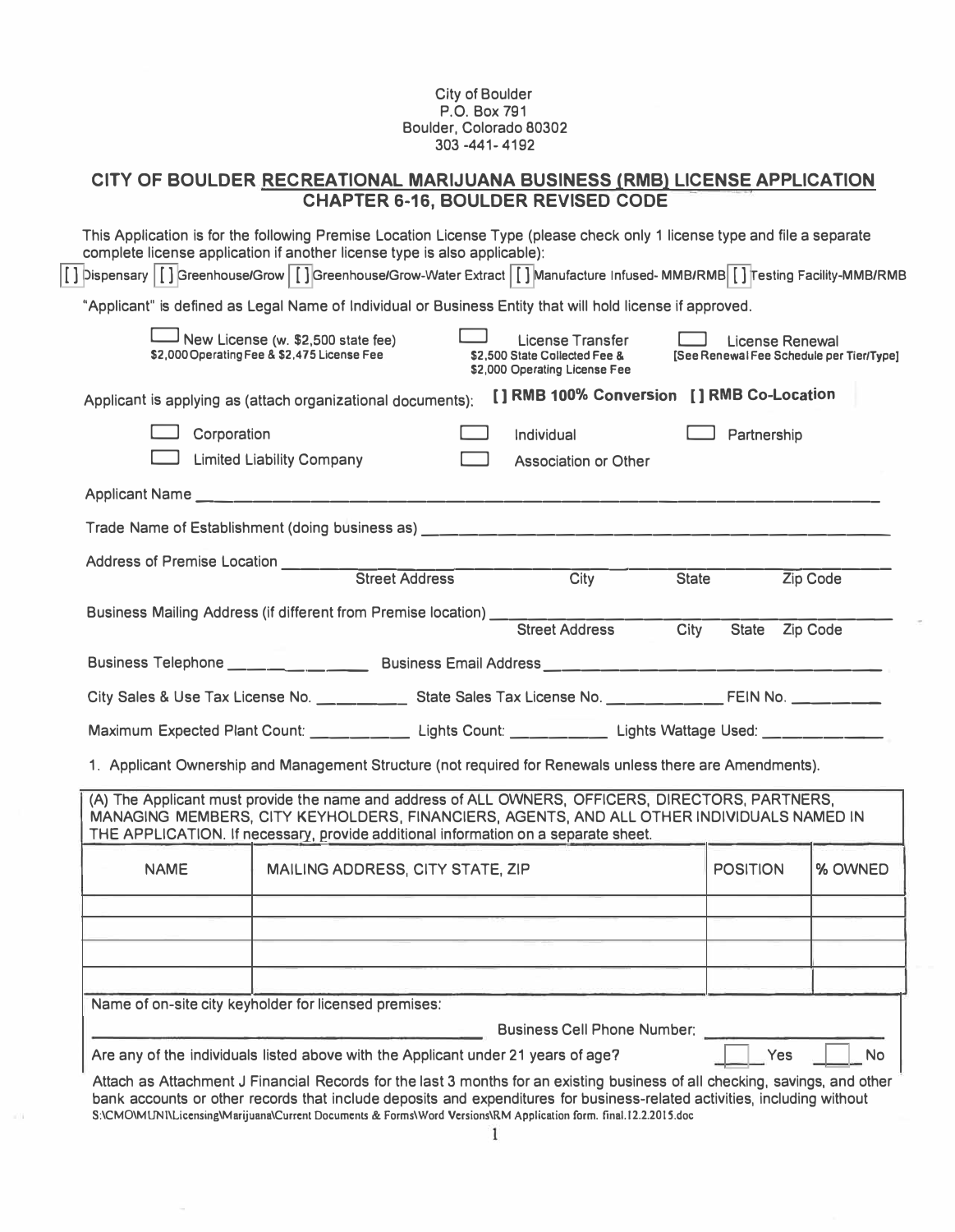City of Boulder
P.O. Box 791
Boulder, Colorado 80302
303 -441- 4192

## CITY OF BOULDER RECREATIONAL MARIJUANA BUSINESS (RMB) LICENSE APPLICATION
## CHAPTER 6-16, BOULDER REVISED CODE

This Application is for the following Premise Location License Type (please check only 1 license type and file a separate complete license application if another license type is also applicable):

[ ] Dispensary [ ] Greenhouse/Grow [ ] Greenhouse/Grow-Water Extract [ ] Manufacture Infused- MMB/RMB [ ] Testing Facility-MMB/RMB

"Applicant" is defined as Legal Name of Individual or Business Entity that will hold license if approved.

[ ] New License (w. $2,500 state fee) $2,000 Operating Fee & $2,475 License Fee
[ ] License Transfer $2,500 State Collected Fee & $2,000 Operating License Fee
[ ] License Renewal [See Renewal Fee Schedule per Tier/Type]

Applicant is applying as (attach organizational documents): **[ ] RMB 100% Conversion [ ] RMB Co-Location**

[ ] Corporation
[ ] Individual
[ ] Partnership
[ ] Limited Liability Company
[ ] Association or Other

Applicant Name ______________________________

Trade Name of Establishment (doing business as) ______________________________

Address of Premise Location ______________________________
Street Address City State Zip Code

Business Mailing Address (if different from Premise location) ______________________________
Street Address City State Zip Code

Business Telephone ______________ Business Email Address ______________________________

City Sales & Use Tax License No. __________ State Sales Tax License No. ____________ FEIN No. __________

Maximum Expected Plant Count: ___________ Lights Count: ___________ Lights Wattage Used: _____________

1. Applicant Ownership and Management Structure (not required for Renewals unless there are Amendments).

(A) The Applicant must provide the name and address of ALL OWNERS, OFFICERS, DIRECTORS, PARTNERS, MANAGING MEMBERS, CITY KEYHOLDERS, FINANCIERS, AGENTS, AND ALL OTHER INDIVIDUALS NAMED IN THE APPLICATION. If necessary, provide additional information on a separate sheet.

| NAME | MAILING ADDRESS, CITY STATE, ZIP | POSITION | % OWNED |
|---|---|---|---|
| | | | |
| | | | |
| | | | |
| | | | |

Name of on-site city keyholder for licensed premises:

______________________________ Business Cell Phone Number: ______________

Are any of the individuals listed above with the Applicant under 21 years of age? [ ] Yes [ ] No

Attach as Attachment J Financial Records for the last 3 months for an existing business of all checking, savings, and other bank accounts or other records that include deposits and expenditures for business-related activities, including without

S:\CMO\MUNI\Licensing\Marijuana\Current Documents & Forms\Word Versions\RM Application form. final.12.2.2015.doc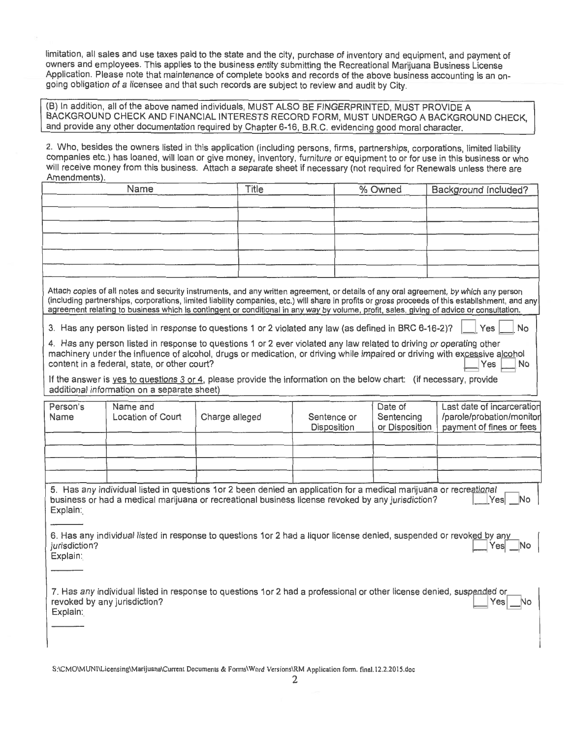limitation, all sales and use taxes paid to the state and the city, purchase of inventory and equipment, and payment of owners and employees. This applies to the business entity submitting the Recreational Marijuana Business License Application. Please note that maintenance of complete books and records of the above business accounting is an on-going obligation of a licensee and that such records are subject to review and audit by City.

(B) In addition, all of the above named individuals, MUST ALSO BE FINGERPRINTED, MUST PROVIDE A BACKGROUND CHECK AND FINANCIAL INTERESTS RECORD FORM, MUST UNDERGO A BACKGROUND CHECK, and provide any other documentation required by Chapter 6-16, B.R.C. evidencing good moral character.

2. Who, besides the owners listed in this application (including persons, firms, partnerships, corporations, limited liability companies etc.) has loaned, will loan or give money, inventory, furniture or equipment to or for use in this business or who will receive money from this business. Attach a separate sheet if necessary (not required for Renewals unless there are Amendments).

| Name | Title | % Owned | Background Included? |
|---|---|---|---|
| | | | |
| | | | |
| | | | |
| | | | |
| | | | |
| | | | |

Attach copies of all notes and security instruments, and any written agreement, or details of any oral agreement, by which any person (including partnerships, corporations, limited liability companies, etc.) will share in profits or gross proceeds of this establishment, and any agreement relating to business which is contingent or conditional in any way by volume, profit, sales, giving of advice or consultation.

3. Has any person listed in response to questions 1 or 2 violated any law (as defined in BRC 6-16-2)? ☐ Yes ☐ No

4. Has any person listed in response to questions 1 or 2 ever violated any law related to driving or operating other machinery under the influence of alcohol, drugs or medication, or driving while impaired or driving with excessive alcohol content in a federal, state, or other court? ☐ Yes ☐ No

If the answer is yes to questions 3 or 4, please provide the information on the below chart: (if necessary, provide additional information on a separate sheet)

| Person's Name | Name and Location of Court | Charge alleged | Sentence or Disposition | Date of Sentencing or Disposition | Last date of incarceration /parole/probation/monitor payment of fines or fees |
|---|---|---|---|---|---|
| | | | | | |
| | | | | | |
| | | | | | |
| | | | | | |

5. Has any individual listed in questions 1or 2 been denied an application for a medical marijuana or recreational business or had a medical marijuana or recreational business license revoked by any jurisdiction? ☐ Yes ☐ No

Explain:

6. Has any individual listed in response to questions 1or 2 had a liquor license denied, suspended or revoked by any jurisdiction? ☐ Yes ☐ No

Explain:

7. Has any individual listed in response to questions 1or 2 had a professional or other license denied, suspended or revoked by any jurisdiction? ☐ Yes ☐ No

Explain:

S:\CMO\MUNI\Licensing\Marijuana\Current Documents & Forms\Word Versions\RM Application form. final.12.2.2015.doc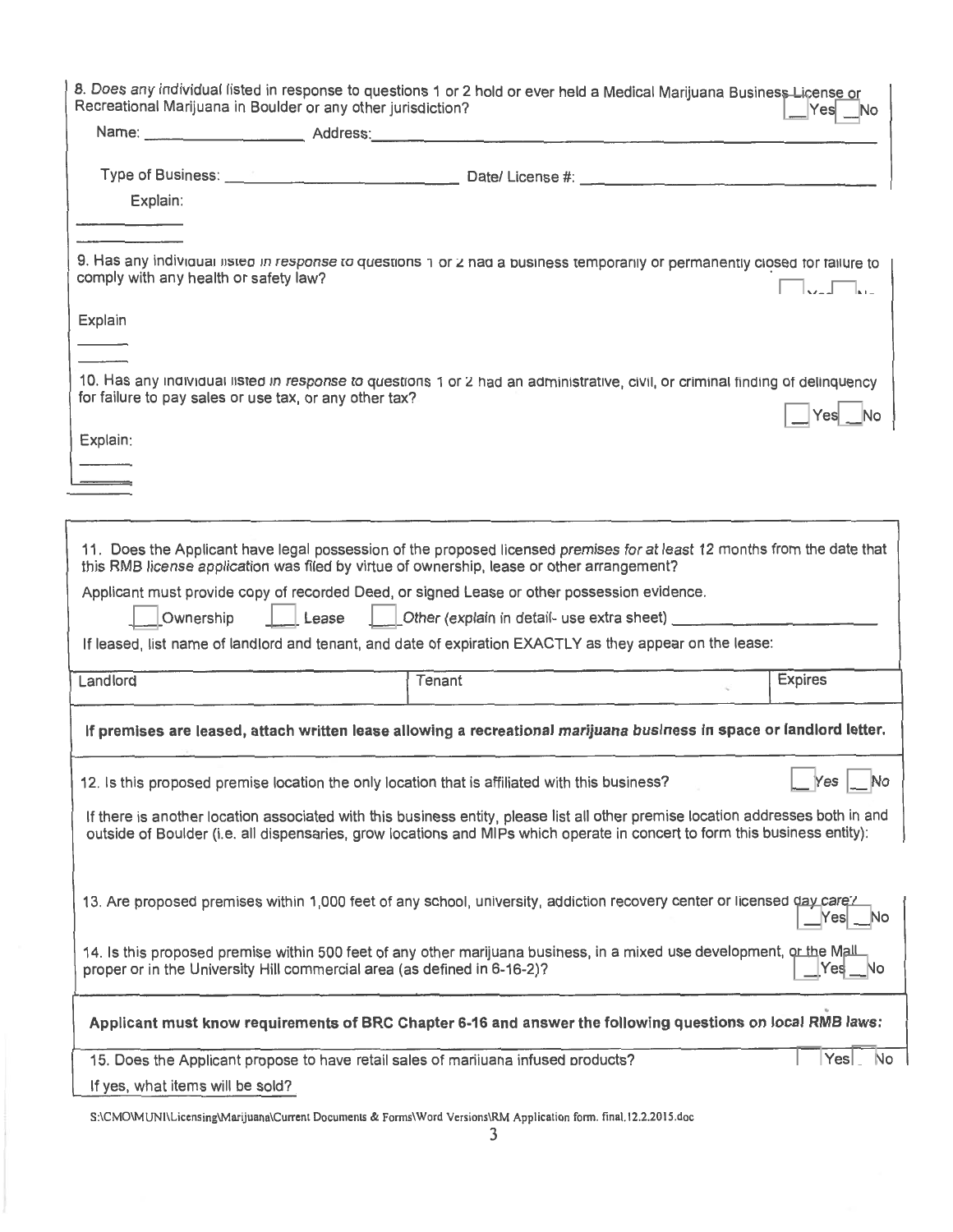8. *Does any individual listed in response to questions 1 or 2 hold or ever held a Medical Marijuana Business License or* Recreational Marijuana in Boulder or any other jurisdiction? ☐ Yes ☐ No

Name: ____________________ Address: ____________________________________________

Type of Business: ____________________________ Date/ License #: ____________________________

Explain:

______________

______________

9. Has any individual listed *in response to* questions 1 or 2 had a business temporarily or permanently closed for failure to comply with any health or safety law? ☐ Yes ☐ No

Explain

______

______

10. Has any individual listed *in response to* questions 1 or 2 had an administrative, civil, or criminal finding of delinquency for failure to pay sales or use tax, or any other tax? ☐ Yes ☐ No

Explain:

______

______

______

11. Does the Applicant have legal possession of the proposed licensed *premises for at* least 12 months from the date that this RMB *license application* was filed by virtue of ownership, lease or other arrangement?

Applicant must provide copy of recorded Deed, or signed Lease or other possession evidence.

☐ Ownership ☐ Lease ☐ *Other (explain in detail- use extra sheet)* ____________________

If leased, list name of landlord and tenant, and date of expiration EXACTLY as they appear on the lease:

| Landlord | Tenant | Expires |
|---|---|---|
| | | |

**If premises are leased, attach written lease allowing a recreational *marijuana* business in space or landlord letter.**

12. Is this proposed premise location the only location that is affiliated with this business? ☐ Yes ☐ No

If there is another location associated with this business entity, please list all other premise location addresses both in and outside of Boulder (i.e. all dispensaries, grow locations and MIPs which operate in concert to form this business entity):

13. Are proposed premises within 1,000 feet of any school, university, addiction recovery center or licensed day care? ☐ Yes ☐ No

14. Is this proposed premise within 500 feet of any other marijuana business, in a mixed use development, or the Mall proper or in the University Hill commercial area (as defined in 6-16-2)? ☐ Yes ☐ No

**Applicant must know requirements of BRC Chapter 6-16 and answer the following questions on local RMB laws:**

15. Does the Applicant propose to have retail sales of marijuana infused products? ☐ Yes ☐ No

If yes, what items will be sold?

S:\CMO\MUNI\Licensing\Marijuana\Current Documents & Forms\Word Versions\RM Application form. final.12.2.2015.doc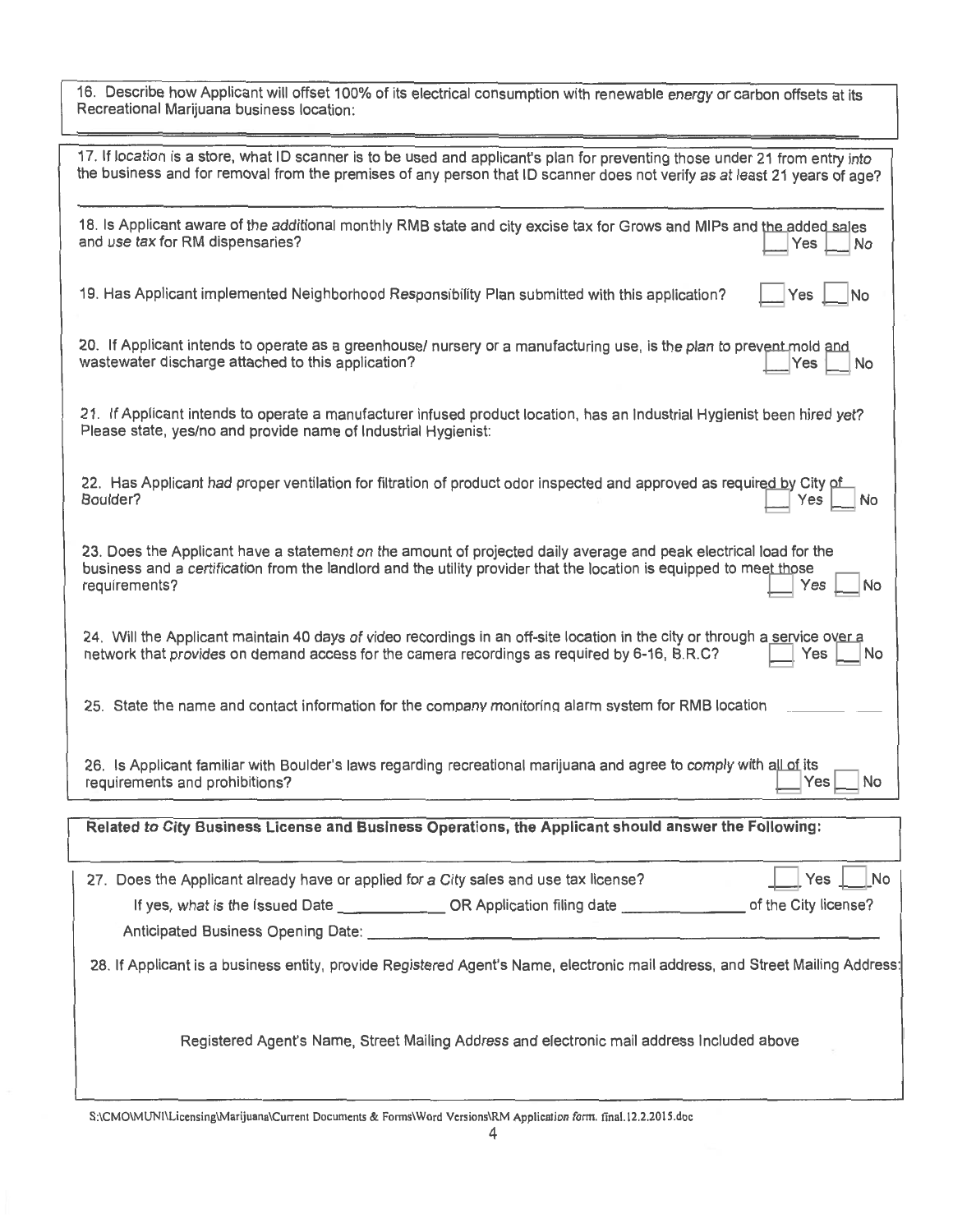16. Describe how Applicant will offset 100% of its electrical consumption with renewable energy or carbon offsets at its Recreational Marijuana business location:

17. If location is a store, what ID scanner is to be used and applicant's plan for preventing those under 21 from entry into the business and for removal from the premises of any person that ID scanner does not verify as at least 21 years of age?

18. Is Applicant aware of the additional monthly RMB state and city excise tax for Grows and MIPs and the added sales and use tax for RM dispensaries? ☐ Yes ☐ No

19. Has Applicant implemented Neighborhood Responsibility Plan submitted with this application? ☐ Yes ☐ No

20. If Applicant intends to operate as a greenhouse/ nursery or a manufacturing use, is the plan to prevent mold and wastewater discharge attached to this application? ☐ Yes ☐ No

21. If Applicant intends to operate a manufacturer infused product location, has an Industrial Hygienist been hired yet? Please state, yes/no and provide name of Industrial Hygienist:

22. Has Applicant had proper ventilation for filtration of product odor inspected and approved as required by City of Boulder? ☐ Yes ☐ No

23. Does the Applicant have a statement on the amount of projected daily average and peak electrical load for the business and a certification from the landlord and the utility provider that the location is equipped to meet those requirements? ☐ Yes ☐ No

24. Will the Applicant maintain 40 days of video recordings in an off-site location in the city or through a service over a network that provides on demand access for the camera recordings as required by 6-16, B.R.C? ☐ Yes ☐ No

25. State the name and contact information for the company monitoring alarm system for RMB location ______

26. Is Applicant familiar with Boulder's laws regarding recreational marijuana and agree to comply with all of its requirements and prohibitions? ☐ Yes ☐ No

**Related to City Business License and Business Operations, the Applicant should answer the Following:**

27. Does the Applicant already have or applied for a City sales and use tax license? ☐ Yes ☐ No

If yes, what is the Issued Date ____________ OR Application filing date ______________ of the City license?

Anticipated Business Opening Date: ____________________________________________

28. If Applicant is a business entity, provide Registered Agent's Name, electronic mail address, and Street Mailing Address:

Registered Agent's Name, Street Mailing Address and electronic mail address Included above

S:\CMO\MUNI\Licensing\Marijuana\Current Documents & Forms\Word Versions\RM Application form. final.12.2.2015.doc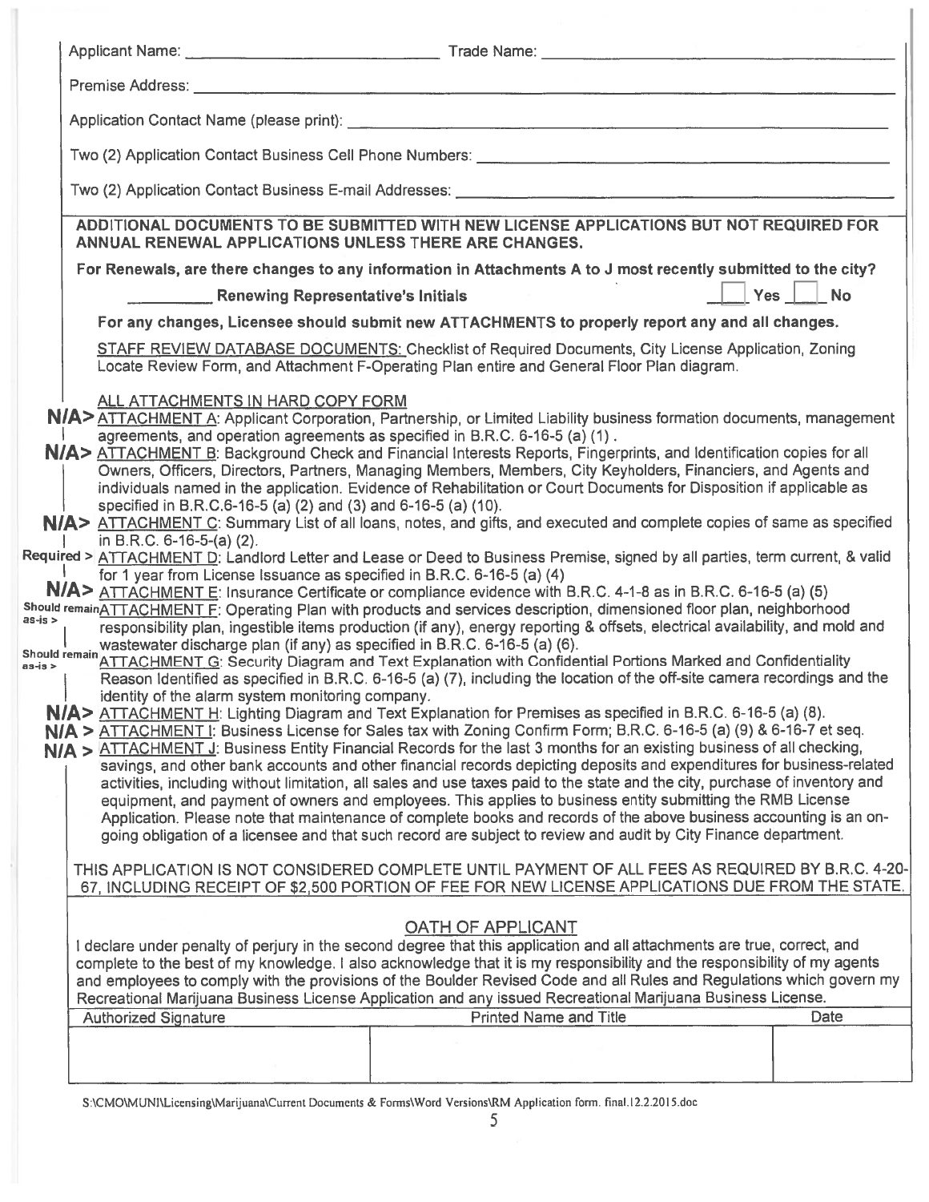Applicant Name: ______________________________ Trade Name: ______________________________

Premise Address: ______________________________________________________________

Application Contact Name (please print): ______________________________________________

Two (2) Application Contact Business Cell Phone Numbers: ______________________________

Two (2) Application Contact Business E-mail Addresses: ________________________________

**ADDITIONAL DOCUMENTS TO BE SUBMITTED WITH NEW LICENSE APPLICATIONS BUT NOT REQUIRED FOR ANNUAL RENEWAL APPLICATIONS UNLESS THERE ARE CHANGES.**

**For Renewals, are there changes to any information in Attachments A to J most recently submitted to the city?**

**__________ Renewing Representative's Initials** ☐ **Yes** ☐ **No**

**For any changes, Licensee should submit new ATTACHMENTS to properly report any and all changes.**

STAFF REVIEW DATABASE DOCUMENTS: Checklist of Required Documents, City License Application, Zoning Locate Review Form, and Attachment F-Operating Plan entire and General Floor Plan diagram.

ALL ATTACHMENTS IN HARD COPY FORM

- **N/A>** ATTACHMENT A: Applicant Corporation, Partnership, or Limited Liability business formation documents, management agreements, and operation agreements as specified in B.R.C. 6-16-5 (a) (1) .
- **N/A>** ATTACHMENT B: Background Check and Financial Interests Reports, Fingerprints, and Identification copies for all Owners, Officers, Directors, Partners, Managing Members, Members, City Keyholders, Financiers, and Agents and individuals named in the application. Evidence of Rehabilitation or Court Documents for Disposition if applicable as specified in B.R.C.6-16-5 (a) (2) and (3) and 6-16-5 (a) (10).
- **N/A>** ATTACHMENT C: Summary List of all loans, notes, and gifts, and executed and complete copies of same as specified in B.R.C. 6-16-5-(a) (2).
- Required > ATTACHMENT D: Landlord Letter and Lease or Deed to Business Premise, signed by all parties, term current, & valid for 1 year from License Issuance as specified in B.R.C. 6-16-5 (a) (4)
- **N/A>** ATTACHMENT E: Insurance Certificate or compliance evidence with B.R.C. 4-1-8 as in B.R.C. 6-16-5 (a) (5)
- Should remain as-is > ATTACHMENT F: Operating Plan with products and services description, dimensioned floor plan, neighborhood responsibility plan, ingestible items production (if any), energy reporting & offsets, electrical availability, and mold and wastewater discharge plan (if any) as specified in B.R.C. 6-16-5 (a) (6).
- Should remain as-is > ATTACHMENT G: Security Diagram and Text Explanation with Confidential Portions Marked and Confidentiality Reason Identified as specified in B.R.C. 6-16-5 (a) (7), including the location of the off-site camera recordings and the identity of the alarm system monitoring company.
- **N/A>** ATTACHMENT H: Lighting Diagram and Text Explanation for Premises as specified in B.R.C. 6-16-5 (a) (8).
- **N/A >** ATTACHMENT I: Business License for Sales tax with Zoning Confirm Form; B.R.C. 6-16-5 (a) (9) & 6-16-7 et seq.
- **N/A >** ATTACHMENT J: Business Entity Financial Records for the last 3 months for an existing business of all checking, savings, and other bank accounts and other financial records depicting deposits and expenditures for business-related activities, including without limitation, all sales and use taxes paid to the state and the city, purchase of inventory and equipment, and payment of owners and employees. This applies to business entity submitting the RMB License Application. Please note that maintenance of complete books and records of the above business accounting is an on-going obligation of a licensee and that such record are subject to review and audit by City Finance department.

THIS APPLICATION IS NOT CONSIDERED COMPLETE UNTIL PAYMENT OF ALL FEES AS REQUIRED BY B.R.C. 4-20-67, INCLUDING RECEIPT OF $2,500 PORTION OF FEE FOR NEW LICENSE APPLICATIONS DUE FROM THE STATE.

## OATH OF APPLICANT

I declare under penalty of perjury in the second degree that this application and all attachments are true, correct, and complete to the best of my knowledge. I also acknowledge that it is my responsibility and the responsibility of my agents and employees to comply with the provisions of the Boulder Revised Code and all Rules and Regulations which govern my Recreational Marijuana Business License Application and any issued Recreational Marijuana Business License.

| Authorized Signature | Printed Name and Title | Date |
|---|---|---|
| | | |

S:\CMO\MUNI\Licensing\Marijuana\Current Documents & Forms\Word Versions\RM Application form. final.12.2.2015.doc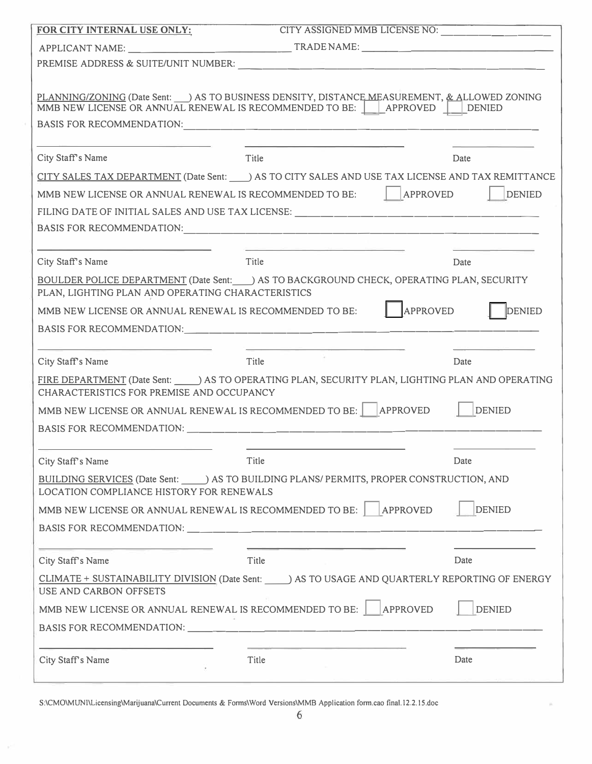**FOR CITY INTERNAL USE ONLY:** CITY ASSIGNED MMB LICENSE NO: ____________

APPLICANT NAME: ______________________ TRADE NAME: ______________________

PREMISE ADDRESS & SUITE/UNIT NUMBER: ______________________

PLANNING/ZONING (Date Sent: ___) AS TO BUSINESS DENSITY, DISTANCE MEASUREMENT, & ALLOWED ZONING
MMB NEW LICENSE OR ANNUAL RENEWAL IS RECOMMENDED TO BE: ☐ APPROVED ☐ DENIED

BASIS FOR RECOMMENDATION: ______________________

City Staff's Name ____________ Title ____________ Date ____________

CITY SALES TAX DEPARTMENT (Date Sent: ____) AS TO CITY SALES AND USE TAX LICENSE AND TAX REMITTANCE

MMB NEW LICENSE OR ANNUAL RENEWAL IS RECOMMENDED TO BE: ☐ APPROVED ☐ DENIED

FILING DATE OF INITIAL SALES AND USE TAX LICENSE: ______________________

BASIS FOR RECOMMENDATION: ______________________

City Staff's Name ____________ Title ____________ Date ____________

BOULDER POLICE DEPARTMENT (Date Sent: ____) AS TO BACKGROUND CHECK, OPERATING PLAN, SECURITY PLAN, LIGHTING PLAN AND OPERATING CHARACTERISTICS

MMB NEW LICENSE OR ANNUAL RENEWAL IS RECOMMENDED TO BE: ☐ APPROVED ☐ DENIED

BASIS FOR RECOMMENDATION: ______________________

City Staff's Name ____________ Title ____________ Date ____________

FIRE DEPARTMENT (Date Sent: _____) AS TO OPERATING PLAN, SECURITY PLAN, LIGHTING PLAN AND OPERATING CHARACTERISTICS FOR PREMISE AND OCCUPANCY

MMB NEW LICENSE OR ANNUAL RENEWAL IS RECOMMENDED TO BE: ☐ APPROVED ☐ DENIED

BASIS FOR RECOMMENDATION: ______________________

City Staff's Name ____________ Title ____________ Date ____________

BUILDING SERVICES (Date Sent: _____) AS TO BUILDING PLANS/ PERMITS, PROPER CONSTRUCTION, AND LOCATION COMPLIANCE HISTORY FOR RENEWALS

MMB NEW LICENSE OR ANNUAL RENEWAL IS RECOMMENDED TO BE: ☐ APPROVED ☐ DENIED

BASIS FOR RECOMMENDATION: ______________________

City Staff's Name ____________ Title ____________ Date ____________

CLIMATE + SUSTAINABILITY DIVISION (Date Sent: _____) AS TO USAGE AND QUARTERLY REPORTING OF ENERGY USE AND CARBON OFFSETS

MMB NEW LICENSE OR ANNUAL RENEWAL IS RECOMMENDED TO BE: ☐ APPROVED ☐ DENIED

BASIS FOR RECOMMENDATION: ______________________

City Staff's Name ____________ Title ____________ Date ____________

S:\CMO\MUNI\Licensing\Marijuana\Current Documents & Forms\Word Versions\MMB Application form.cao final.12.2.15.doc